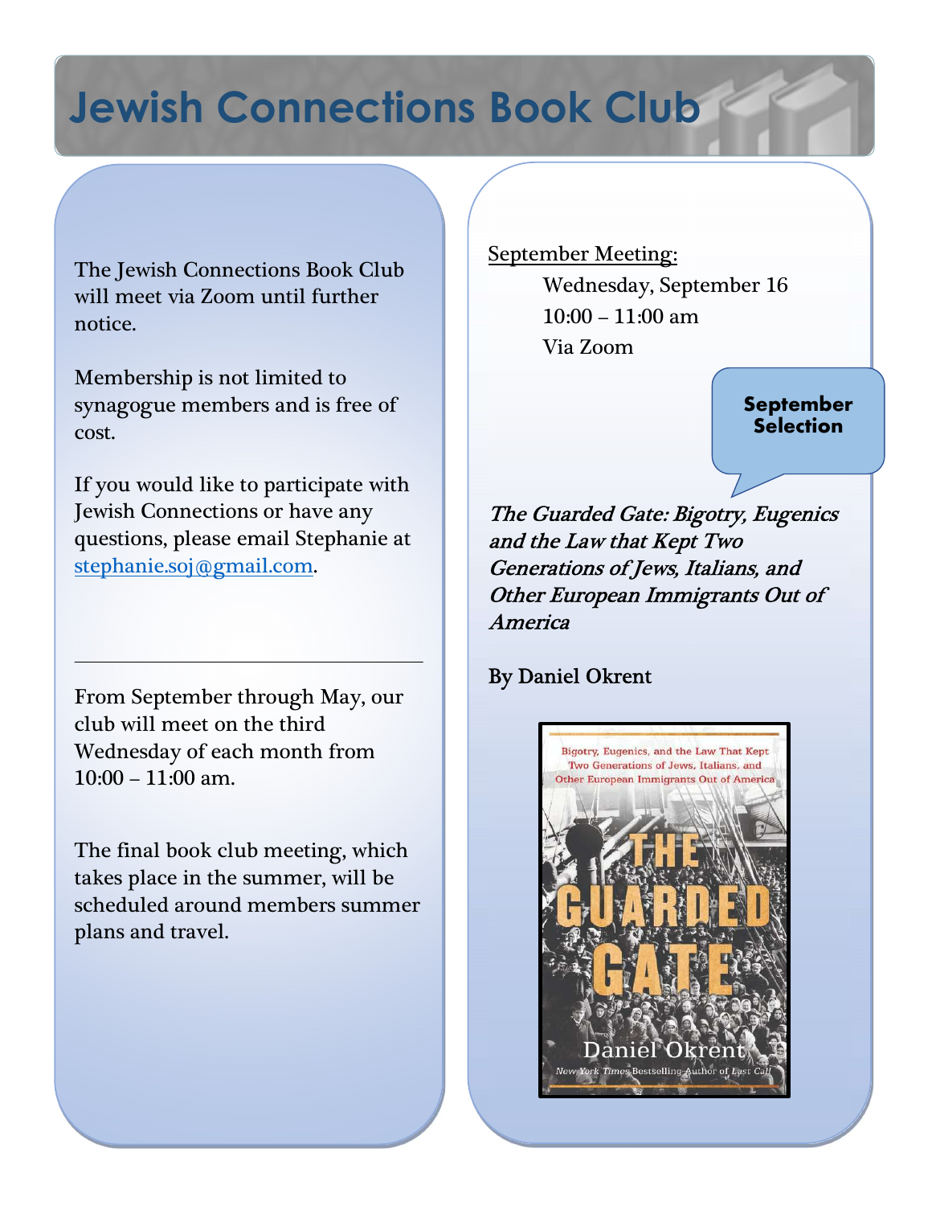# Jewish Connections Book Club

The Jewish Connections Book Club will meet via Zoom until further notice.

Membership is not limited to synagogue members and is free of cost.

If you would like to participate with Jewish Connections or have any questions, please email Stephanie at stephanie.soj@gmail.com.

---

From September through May, our club will meet on the third Wednesday of each month from 10:00 – 11:00 am.

The final book club meeting, which takes place in the summer, will be scheduled around members summer plans and travel.

September Meeting:

Wednesday, September 16
10:00 – 11:00 am
Via Zoom

**September Selection**

***The Guarded Gate: Bigotry, Eugenics and the Law that Kept Two Generations of Jews, Italians, and Other European Immigrants Out of America***

By Daniel Okrent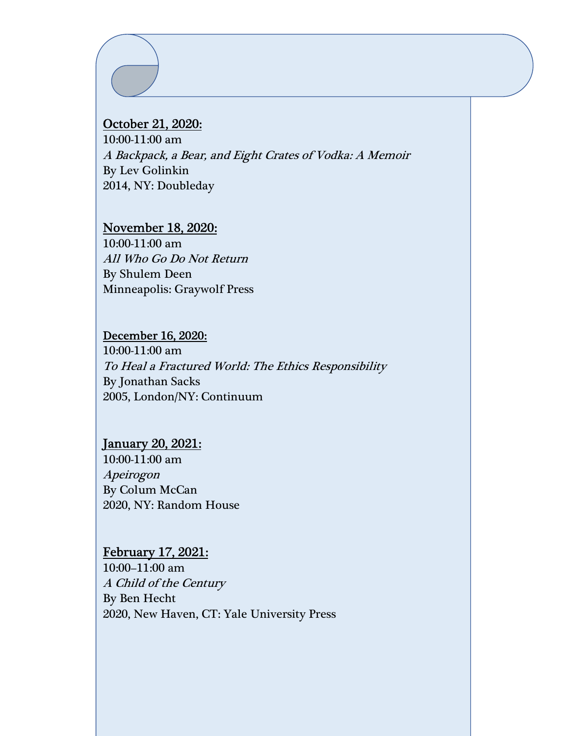**October 21, 2020:**
10:00-11:00 am
*A Backpack, a Bear, and Eight Crates of Vodka: A Memoir*
By Lev Golinkin
2014, NY: Doubleday

**November 18, 2020:**
10:00-11:00 am
*All Who Go Do Not Return*
By Shulem Deen
Minneapolis: Graywolf Press

**December 16, 2020:**
10:00-11:00 am
*To Heal a Fractured World: The Ethics Responsibility*
By Jonathan Sacks
2005, London/NY: Continuum

**January 20, 2021:**
10:00-11:00 am
*Apeirogon*
By Colum McCan
2020, NY: Random House

**February 17, 2021:**
10:00–11:00 am
*A Child of the Century*
By Ben Hecht
2020, New Haven, CT: Yale University Press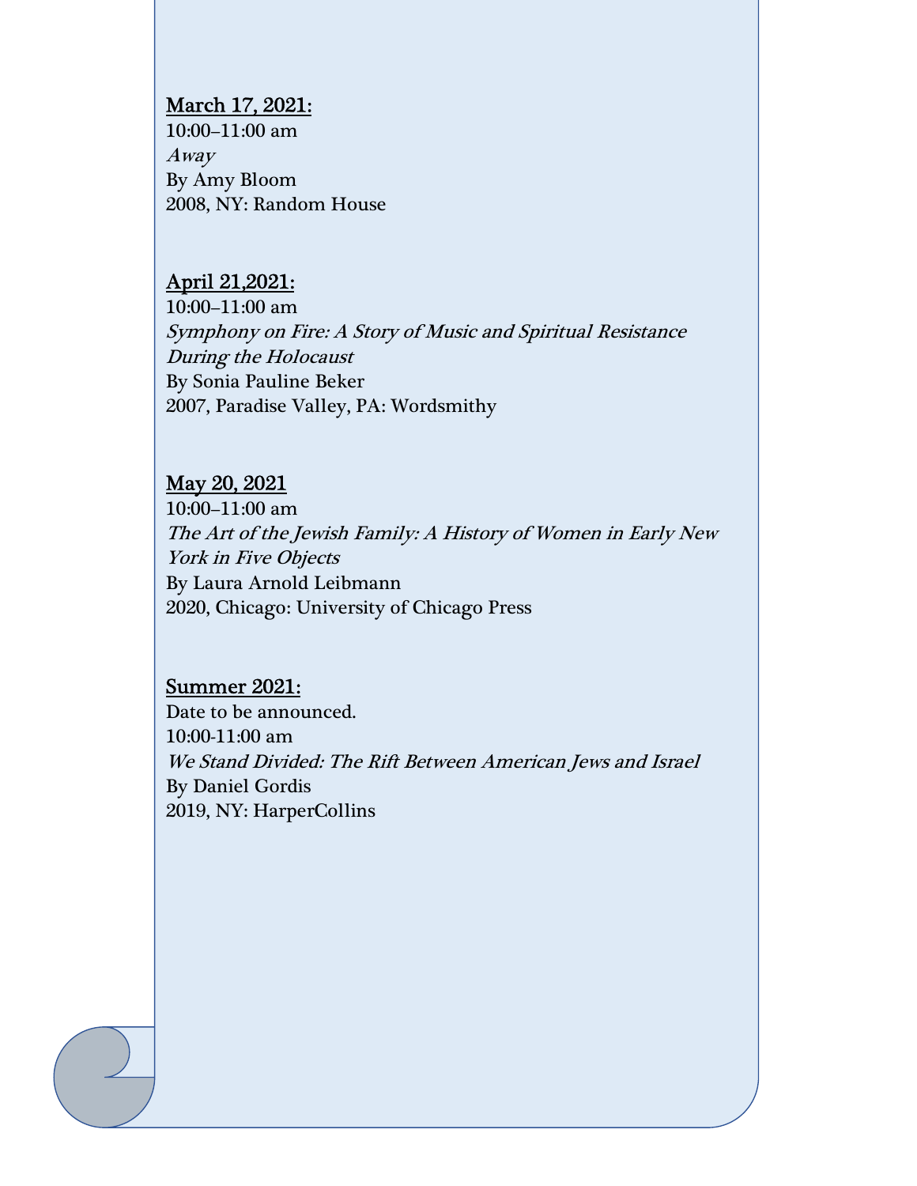<u>March 17, 2021:</u>
10:00–11:00 am
*Away*
By Amy Bloom
2008, NY: Random House

<u>April 21,2021:</u>
10:00–11:00 am
*Symphony on Fire: A Story of Music and Spiritual Resistance During the Holocaust*
By Sonia Pauline Beker
2007, Paradise Valley, PA: Wordsmithy

<u>May 20, 2021</u>
10:00–11:00 am
*The Art of the Jewish Family: A History of Women in Early New York in Five Objects*
By Laura Arnold Leibmann
2020, Chicago: University of Chicago Press

<u>Summer 2021:</u>
Date to be announced.
10:00-11:00 am
*We Stand Divided: The Rift Between American Jews and Israel*
By Daniel Gordis
2019, NY: HarperCollins